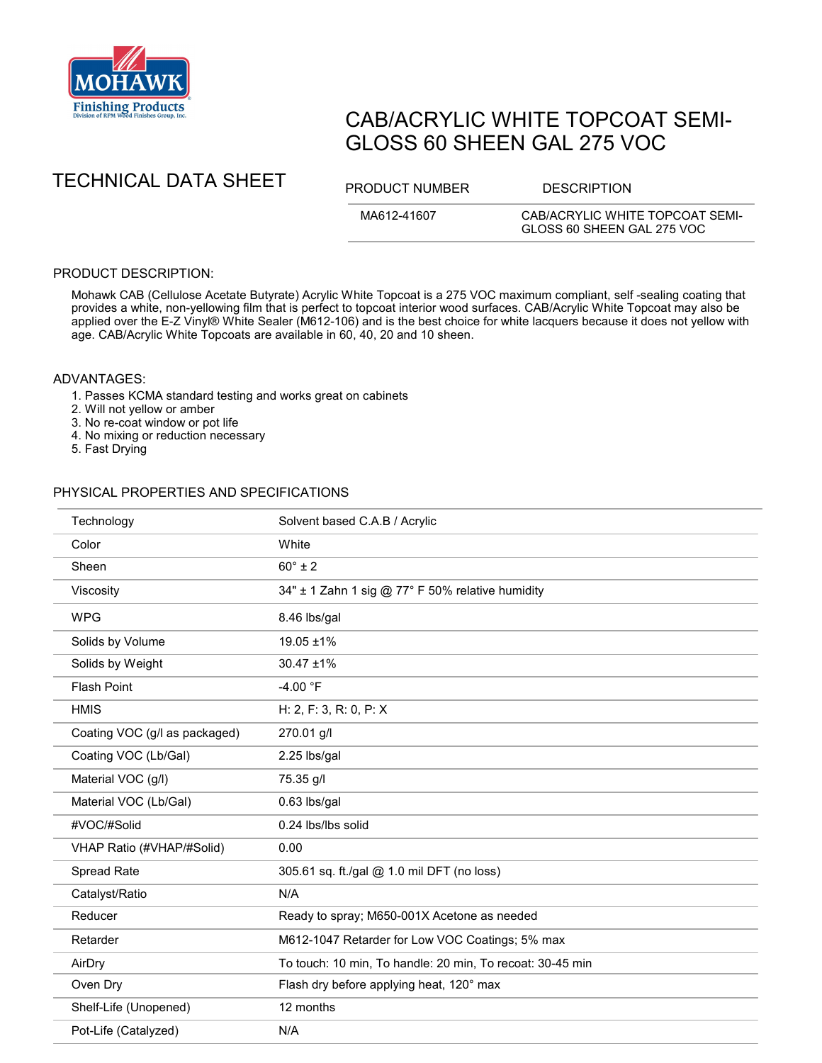MOHAWK Finishing Products
Division of RPM Wood Finishes Group, Inc.

# CAB/ACRYLIC WHITE TOPCOAT SEMI-GLOSS 60 SHEEN GAL 275 VOC

## TECHNICAL DATA SHEET

| PRODUCT NUMBER | DESCRIPTION |
| --- | --- |
| MA612-41607 | CAB/ACRYLIC WHITE TOPCOAT SEMI-GLOSS 60 SHEEN GAL 275 VOC |

### PRODUCT DESCRIPTION:

Mohawk CAB (Cellulose Acetate Butyrate) Acrylic White Topcoat is a 275 VOC maximum compliant, self -sealing coating that provides a white, non-yellowing film that is perfect to topcoat interior wood surfaces. CAB/Acrylic White Topcoat may also be applied over the E-Z Vinyl® White Sealer (M612-106) and is the best choice for white lacquers because it does not yellow with age. CAB/Acrylic White Topcoats are available in 60, 40, 20 and 10 sheen.

### ADVANTAGES:

1. Passes KCMA standard testing and works great on cabinets
2. Will not yellow or amber
3. No re-coat window or pot life
4. No mixing or reduction necessary
5. Fast Drying

### PHYSICAL PROPERTIES AND SPECIFICATIONS

| | |
| --- | --- |
| Technology | Solvent based C.A.B / Acrylic |
| Color | White |
| Sheen | 60° ± 2 |
| Viscosity | 34" ± 1 Zahn 1 sig @ 77° F 50% relative humidity |
| WPG | 8.46 lbs/gal |
| Solids by Volume | 19.05 ±1% |
| Solids by Weight | 30.47 ±1% |
| Flash Point | -4.00 °F |
| HMIS | H: 2, F: 3, R: 0, P: X |
| Coating VOC (g/l as packaged) | 270.01 g/l |
| Coating VOC (Lb/Gal) | 2.25 lbs/gal |
| Material VOC (g/l) | 75.35 g/l |
| Material VOC (Lb/Gal) | 0.63 lbs/gal |
| #VOC/#Solid | 0.24 lbs/lbs solid |
| VHAP Ratio (#VHAP/#Solid) | 0.00 |
| Spread Rate | 305.61 sq. ft./gal @ 1.0 mil DFT (no loss) |
| Catalyst/Ratio | N/A |
| Reducer | Ready to spray; M650-001X Acetone as needed |
| Retarder | M612-1047 Retarder for Low VOC Coatings; 5% max |
| AirDry | To touch: 10 min, To handle: 20 min, To recoat: 30-45 min |
| Oven Dry | Flash dry before applying heat, 120° max |
| Shelf-Life (Unopened) | 12 months |
| Pot-Life (Catalyzed) | N/A |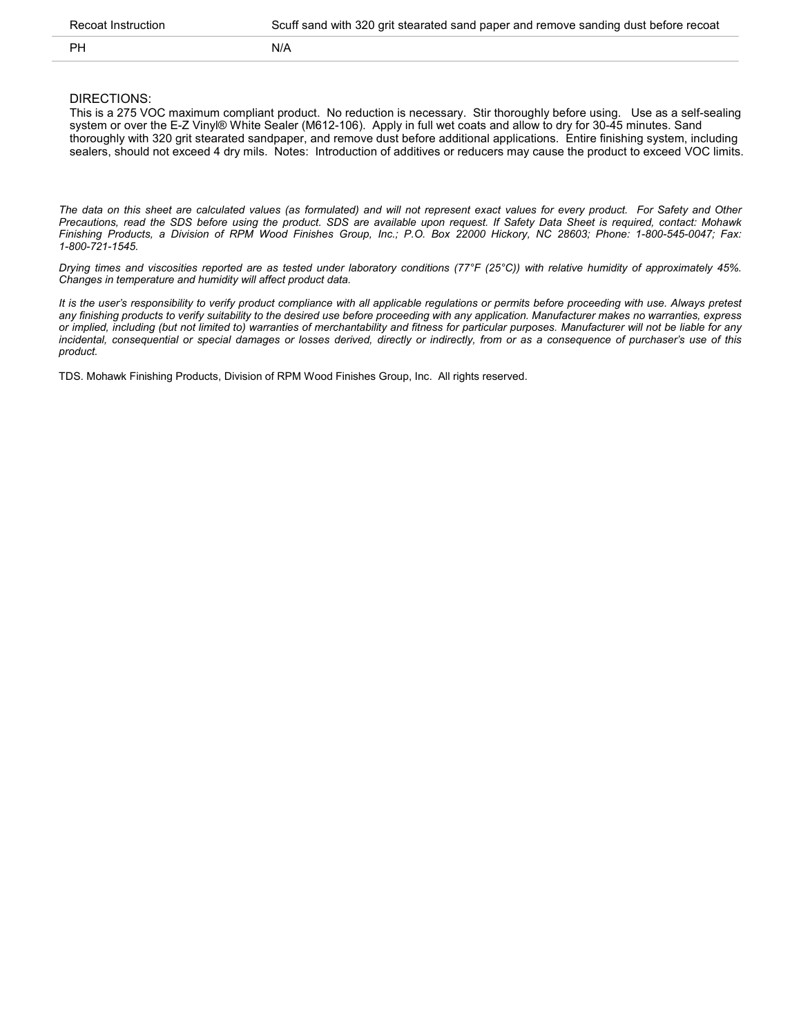| | |
|---|---|
| Recoat Instruction | Scuff sand with 320 grit stearated sand paper and remove sanding dust before recoat |
| PH | N/A |

DIRECTIONS:
This is a 275 VOC maximum compliant product. No reduction is necessary. Stir thoroughly before using. Use as a self-sealing system or over the E-Z Vinyl® White Sealer (M612-106). Apply in full wet coats and allow to dry for 30-45 minutes. Sand thoroughly with 320 grit stearated sandpaper, and remove dust before additional applications. Entire finishing system, including sealers, should not exceed 4 dry mils. Notes: Introduction of additives or reducers may cause the product to exceed VOC limits.

*The data on this sheet are calculated values (as formulated) and will not represent exact values for every product. For Safety and Other Precautions, read the SDS before using the product. SDS are available upon request. If Safety Data Sheet is required, contact: Mohawk Finishing Products, a Division of RPM Wood Finishes Group, Inc.; P.O. Box 22000 Hickory, NC 28603; Phone: 1-800-545-0047; Fax: 1-800-721-1545.*

*Drying times and viscosities reported are as tested under laboratory conditions (77°F (25°C)) with relative humidity of approximately 45%. Changes in temperature and humidity will affect product data.*

*It is the user's responsibility to verify product compliance with all applicable regulations or permits before proceeding with use. Always pretest any finishing products to verify suitability to the desired use before proceeding with any application. Manufacturer makes no warranties, express or implied, including (but not limited to) warranties of merchantability and fitness for particular purposes. Manufacturer will not be liable for any incidental, consequential or special damages or losses derived, directly or indirectly, from or as a consequence of purchaser's use of this product.*

TDS. Mohawk Finishing Products, Division of RPM Wood Finishes Group, Inc. All rights reserved.